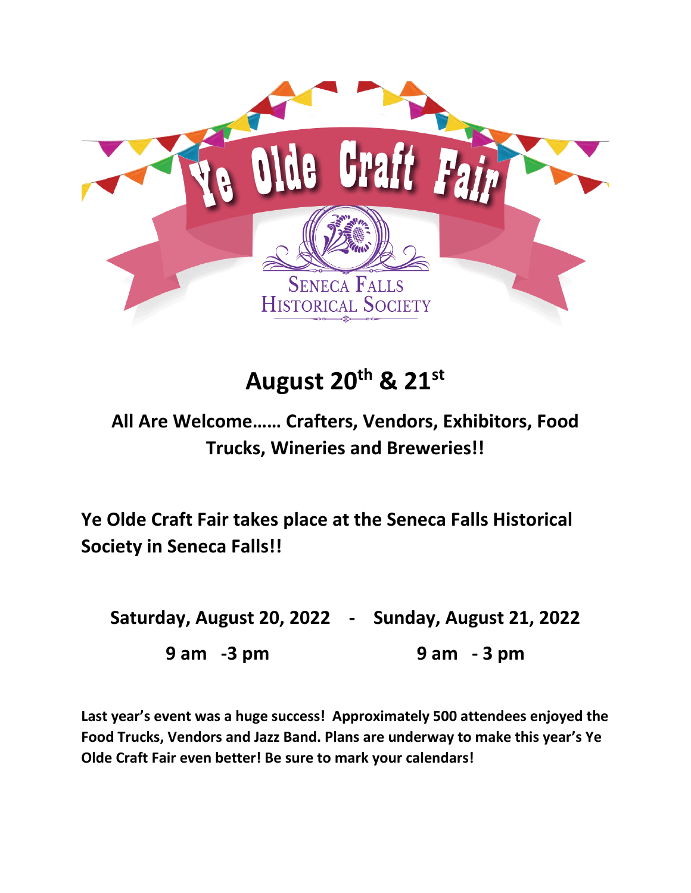# Ye Olde Craft Fair

Seneca Falls Historical Society

## August 20th & 21st

**All Are Welcome…… Crafters, Vendors, Exhibitors, Food Trucks, Wineries and Breweries!!**

**Ye Olde Craft Fair takes place at the Seneca Falls Historical Society in Seneca Falls!!**

**Saturday, August 20, 2022 - Sunday, August 21, 2022**

**9 am -3 pm 9 am - 3 pm**

**Last year's event was a huge success! Approximately 500 attendees enjoyed the Food Trucks, Vendors and Jazz Band. Plans are underway to make this year's Ye Olde Craft Fair even better! Be sure to mark your calendars!**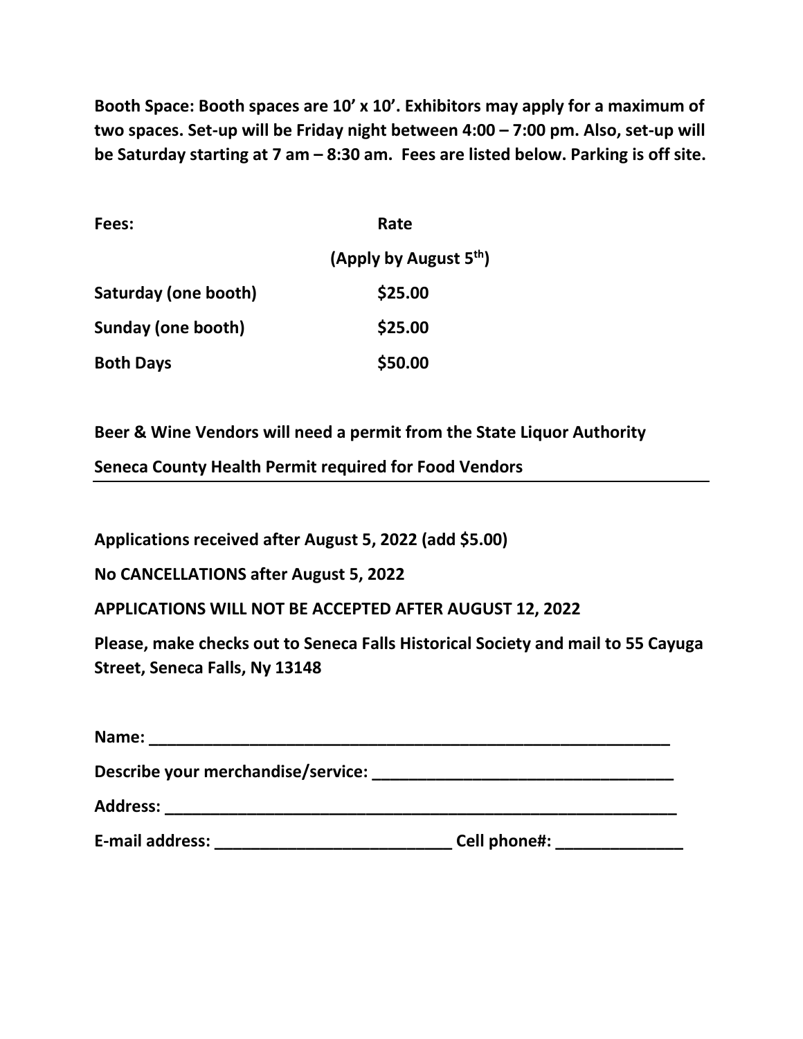**Booth Space: Booth spaces are 10' x 10'. Exhibitors may apply for a maximum of two spaces. Set-up will be Friday night between 4:00 – 7:00 pm. Also, set-up will be Saturday starting at 7 am – 8:30 am. Fees are listed below. Parking is off site.**

| **Fees:** | **Rate (Apply by August 5th)** |
|---|---|
| **Saturday (one booth)** | **$25.00** |
| **Sunday (one booth)** | **$25.00** |
| **Both Days** | **$50.00** |

**Beer & Wine Vendors will need a permit from the State Liquor Authority**

**Seneca County Health Permit required for Food Vendors**

---

**Applications received after August 5, 2022 (add $5.00)**

**No CANCELLATIONS after August 5, 2022**

**APPLICATIONS WILL NOT BE ACCEPTED AFTER AUGUST 12, 2022**

**Please, make checks out to Seneca Falls Historical Society and mail to 55 Cayuga Street, Seneca Falls, Ny 13148**

**Name:** ____________________________________________________________

**Describe your merchandise/service:** _________________________________

**Address:** __________________________________________________________

**E-mail address:** __________________________ **Cell phone#:** ______________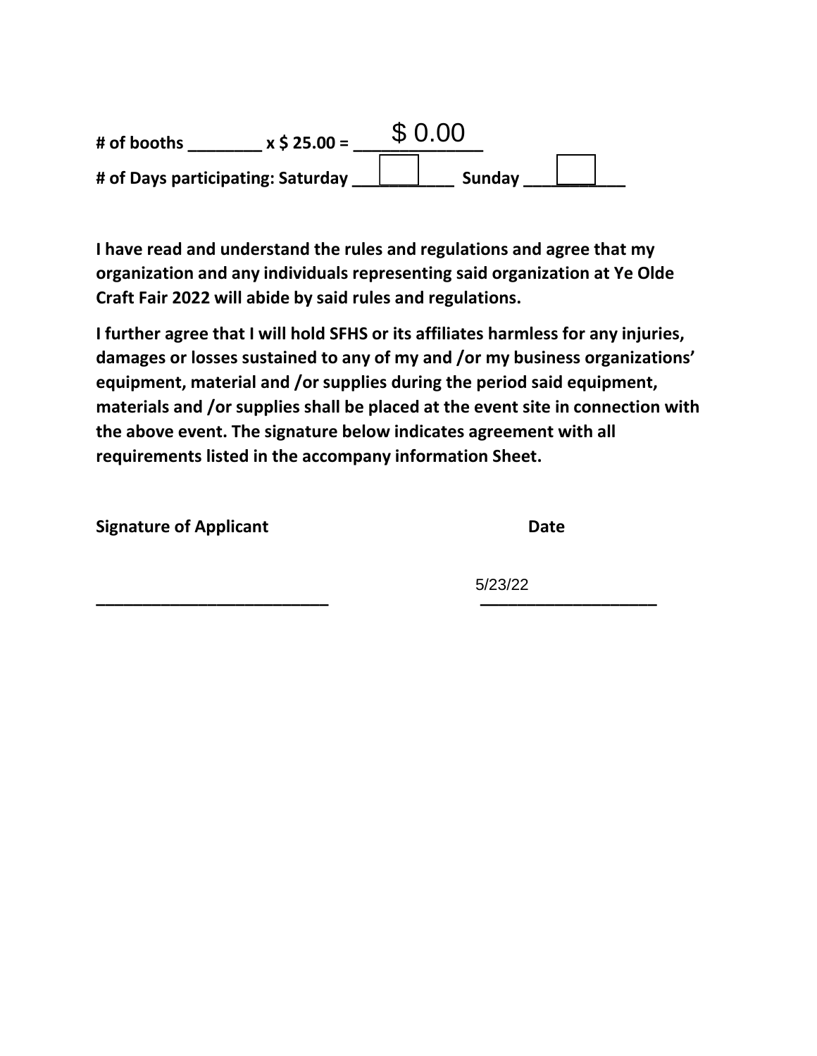**# of booths ________ x $ 25.00 = ______________** $ 0.00

**# of Days participating: Saturday ___________ Sunday ___________**

**I have read and understand the rules and regulations and agree that my organization and any individuals representing said organization at Ye Olde Craft Fair 2022 will abide by said rules and regulations.**

**I further agree that I will hold SFHS or its affiliates harmless for any injuries, damages or losses sustained to any of my and /or my business organizations' equipment, material and /or supplies during the period said equipment, materials and /or supplies shall be placed at the event site in connection with the above event. The signature below indicates agreement with all requirements listed in the accompany information Sheet.**

**Signature of Applicant** **Date**

___________________________ 5/23/22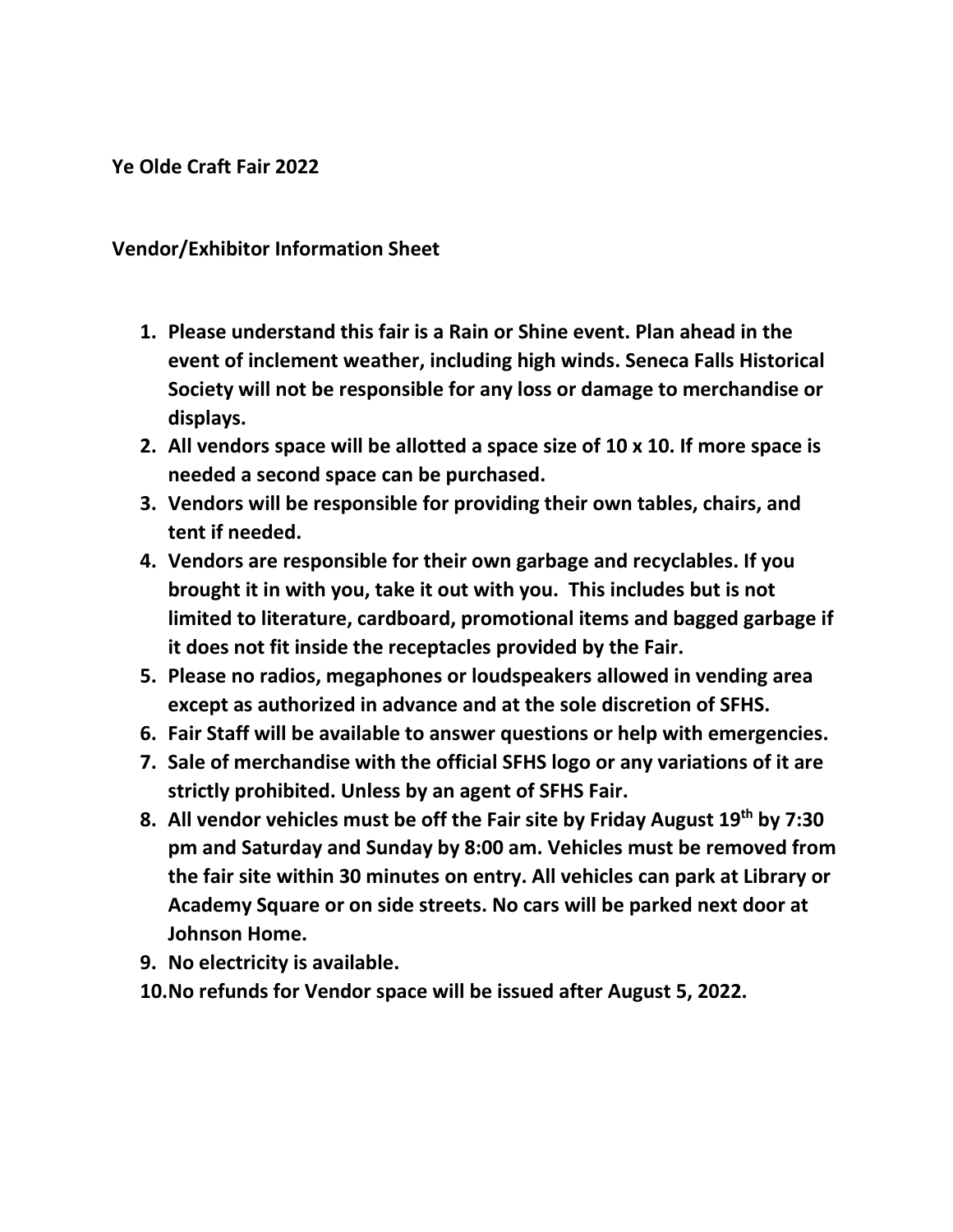**Ye Olde Craft Fair 2022**

**Vendor/Exhibitor Information Sheet**

1. **Please understand this fair is a Rain or Shine event. Plan ahead in the event of inclement weather, including high winds. Seneca Falls Historical Society will not be responsible for any loss or damage to merchandise or displays.**
2. **All vendors space will be allotted a space size of 10 x 10. If more space is needed a second space can be purchased.**
3. **Vendors will be responsible for providing their own tables, chairs, and tent if needed.**
4. **Vendors are responsible for their own garbage and recyclables. If you brought it in with you, take it out with you. This includes but is not limited to literature, cardboard, promotional items and bagged garbage if it does not fit inside the receptacles provided by the Fair.**
5. **Please no radios, megaphones or loudspeakers allowed in vending area except as authorized in advance and at the sole discretion of SFHS.**
6. **Fair Staff will be available to answer questions or help with emergencies.**
7. **Sale of merchandise with the official SFHS logo or any variations of it are strictly prohibited. Unless by an agent of SFHS Fair.**
8. **All vendor vehicles must be off the Fair site by Friday August 19th by 7:30 pm and Saturday and Sunday by 8:00 am. Vehicles must be removed from the fair site within 30 minutes on entry. All vehicles can park at Library or Academy Square or on side streets. No cars will be parked next door at Johnson Home.**
9. **No electricity is available.**
10. **No refunds for Vendor space will be issued after August 5, 2022.**